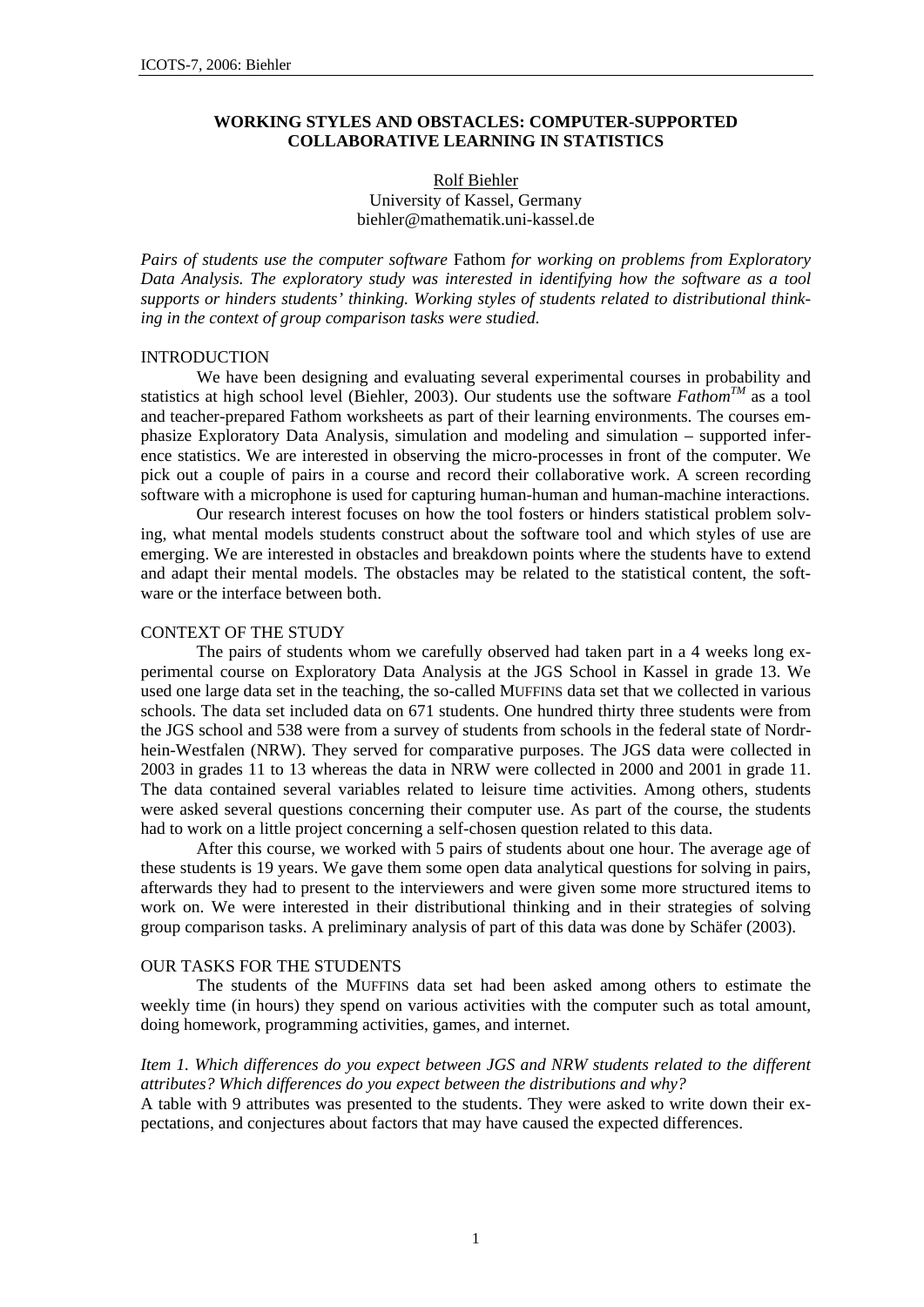# WORKING STYLES AND OBSTACLES: COMPUTER-SUPPORTED COLLABORATIVE LEARNING IN STATISTICS

Rolf Biehler
University of Kassel, Germany
biehler@mathematik.uni-kassel.de

*Pairs of students use the computer software* Fathom *for working on problems from Exploratory Data Analysis. The exploratory study was interested in identifying how the software as a tool supports or hinders students' thinking. Working styles of students related to distributional thinking in the context of group comparison tasks were studied.*

## INTRODUCTION

We have been designing and evaluating several experimental courses in probability and statistics at high school level (Biehler, 2003). Our students use the software *Fathom™* as a tool and teacher-prepared Fathom worksheets as part of their learning environments. The courses emphasize Exploratory Data Analysis, simulation and modeling and simulation – supported inference statistics. We are interested in observing the micro-processes in front of the computer. We pick out a couple of pairs in a course and record their collaborative work. A screen recording software with a microphone is used for capturing human-human and human-machine interactions.

Our research interest focuses on how the tool fosters or hinders statistical problem solving, what mental models students construct about the software tool and which styles of use are emerging. We are interested in obstacles and breakdown points where the students have to extend and adapt their mental models. The obstacles may be related to the statistical content, the software or the interface between both.

## CONTEXT OF THE STUDY

The pairs of students whom we carefully observed had taken part in a 4 weeks long experimental course on Exploratory Data Analysis at the JGS School in Kassel in grade 13. We used one large data set in the teaching, the so-called MUFFINS data set that we collected in various schools. The data set included data on 671 students. One hundred thirty three students were from the JGS school and 538 were from a survey of students from schools in the federal state of Nordrhein-Westfalen (NRW). They served for comparative purposes. The JGS data were collected in 2003 in grades 11 to 13 whereas the data in NRW were collected in 2000 and 2001 in grade 11. The data contained several variables related to leisure time activities. Among others, students were asked several questions concerning their computer use. As part of the course, the students had to work on a little project concerning a self-chosen question related to this data.

After this course, we worked with 5 pairs of students about one hour. The average age of these students is 19 years. We gave them some open data analytical questions for solving in pairs, afterwards they had to present to the interviewers and were given some more structured items to work on. We were interested in their distributional thinking and in their strategies of solving group comparison tasks. A preliminary analysis of part of this data was done by Schäfer (2003).

## OUR TASKS FOR THE STUDENTS

The students of the MUFFINS data set had been asked among others to estimate the weekly time (in hours) they spend on various activities with the computer such as total amount, doing homework, programming activities, games, and internet.

*Item 1. Which differences do you expect between JGS and NRW students related to the different attributes? Which differences do you expect between the distributions and why?*
A table with 9 attributes was presented to the students. They were asked to write down their expectations, and conjectures about factors that may have caused the expected differences.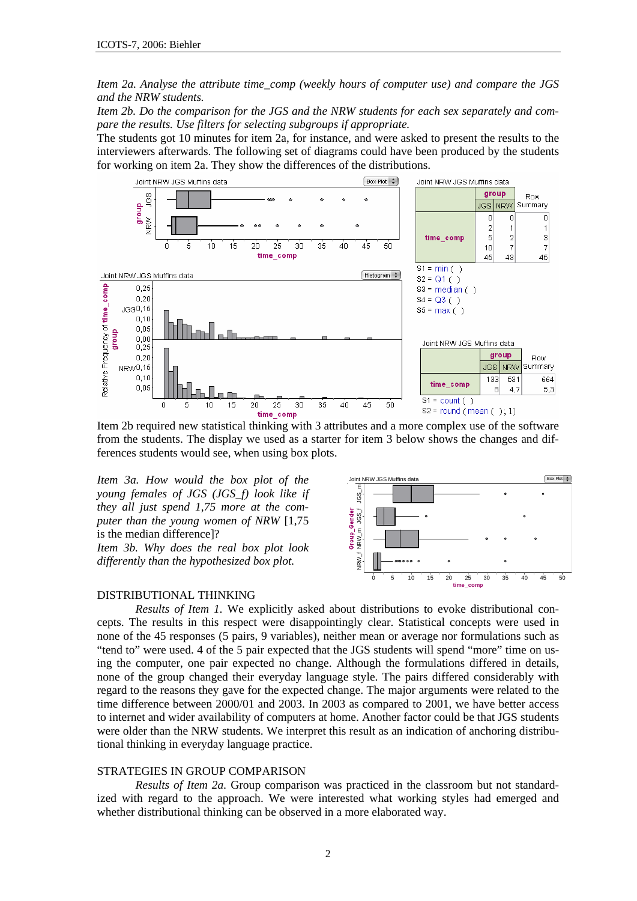*Item 2a. Analyse the attribute time_comp (weekly hours of computer use) and compare the JGS and the NRW students.*

*Item 2b. Do the comparison for the JGS and the NRW students for each sex separately and compare the results. Use filters for selecting subgroups if appropriate.*

The students got 10 minutes for item 2a, for instance, and were asked to present the results to the interviewers afterwards. The following set of diagrams could have been produced by the students for working on item 2a. They show the differences of the distributions.

Joint NRW JGS Muffins data

| | group | | Row Summary |
|---|---|---|---|
| | JGS | NRW | |
| time_comp | 0 | 0 | 0 |
| | 2 | 1 | 1 |
| | 5 | 2 | 3 |
| | 10 | 7 | 7 |
| | 45 | 43 | 45 |

S1 = min ( )
S2 = Q1 ( )
S3 = median ( )
S4 = Q3 ( )
S5 = max ( )

Joint NRW JGS Muffins data

| | group | | Row Summary |
|---|---|---|---|
| | JGS | NRW | |
| time_comp | 133 | 531 | 664 |
| | 8 | 4,7 | 5,3 |

S1 = count ( )
S2 = round ( mean ( ); 1)

Item 2b required new statistical thinking with 3 attributes and a more complex use of the software from the students. The display we used as a starter for item 3 below shows the changes and differences students would see, when using box plots.

*Item 3a. How would the box plot of the young females of JGS (JGS_f) look like if they all just spend 1,75 more at the computer than the young women of NRW* [1,75 is the median difference]?

*Item 3b. Why does the real box plot look differently than the hypothesized box plot.*

## DISTRIBUTIONAL THINKING

*Results of Item 1.* We explicitly asked about distributions to evoke distributional concepts. The results in this respect were disappointingly clear. Statistical concepts were used in none of the 45 responses (5 pairs, 9 variables), neither mean or average nor formulations such as "tend to" were used. 4 of the 5 pair expected that the JGS students will spend "more" time on using the computer, one pair expected no change. Although the formulations differed in details, none of the group changed their everyday language style. The pairs differed considerably with regard to the reasons they gave for the expected change. The major arguments were related to the time difference between 2000/01 and 2003. In 2003 as compared to 2001, we have better access to internet and wider availability of computers at home. Another factor could be that JGS students were older than the NRW students. We interpret this result as an indication of anchoring distributional thinking in everyday language practice.

## STRATEGIES IN GROUP COMPARISON

*Results of Item 2a.* Group comparison was practiced in the classroom but not standardized with regard to the approach. We were interested what working styles had emerged and whether distributional thinking can be observed in a more elaborated way.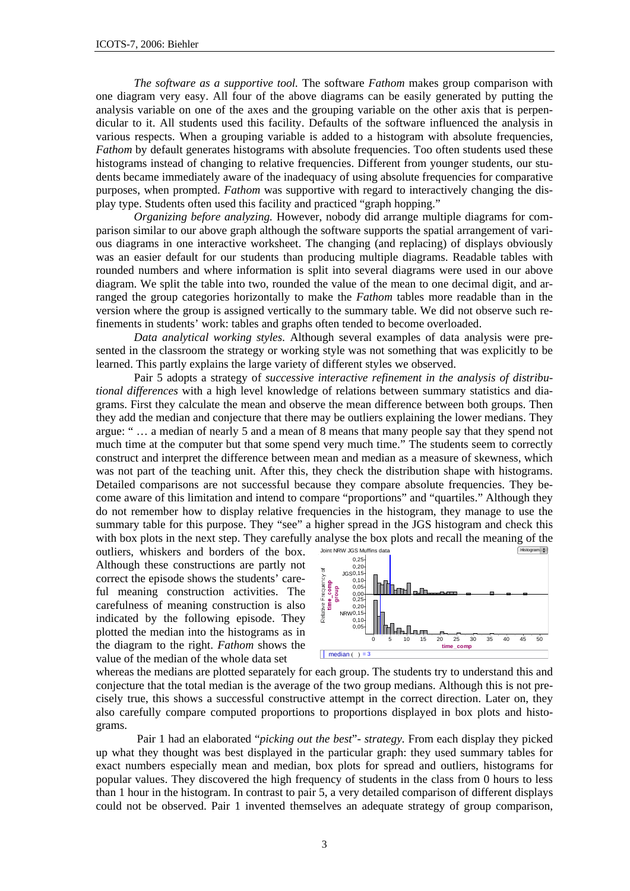*The software as a supportive tool.* The software *Fathom* makes group comparison with one diagram very easy. All four of the above diagrams can be easily generated by putting the analysis variable on one of the axes and the grouping variable on the other axis that is perpendicular to it. All students used this facility. Defaults of the software influenced the analysis in various respects. When a grouping variable is added to a histogram with absolute frequencies, *Fathom* by default generates histograms with absolute frequencies. Too often students used these histograms instead of changing to relative frequencies. Different from younger students, our students became immediately aware of the inadequacy of using absolute frequencies for comparative purposes, when prompted. *Fathom* was supportive with regard to interactively changing the display type. Students often used this facility and practiced "graph hopping."

*Organizing before analyzing.* However, nobody did arrange multiple diagrams for comparison similar to our above graph although the software supports the spatial arrangement of various diagrams in one interactive worksheet. The changing (and replacing) of displays obviously was an easier default for our students than producing multiple diagrams. Readable tables with rounded numbers and where information is split into several diagrams were used in our above diagram. We split the table into two, rounded the value of the mean to one decimal digit, and arranged the group categories horizontally to make the *Fathom* tables more readable than in the version where the group is assigned vertically to the summary table. We did not observe such refinements in students' work: tables and graphs often tended to become overloaded.

*Data analytical working styles.* Although several examples of data analysis were presented in the classroom the strategy or working style was not something that was explicitly to be learned. This partly explains the large variety of different styles we observed.

Pair 5 adopts a strategy of *successive interactive refinement in the analysis of distributional differences* with a high level knowledge of relations between summary statistics and diagrams. First they calculate the mean and observe the mean difference between both groups. Then they add the median and conjecture that there may be outliers explaining the lower medians. They argue: " … a median of nearly 5 and a mean of 8 means that many people say that they spend not much time at the computer but that some spend very much time." The students seem to correctly construct and interpret the difference between mean and median as a measure of skewness, which was not part of the teaching unit. After this, they check the distribution shape with histograms. Detailed comparisons are not successful because they compare absolute frequencies. They become aware of this limitation and intend to compare "proportions" and "quartiles." Although they do not remember how to display relative frequencies in the histogram, they manage to use the summary table for this purpose. They "see" a higher spread in the JGS histogram and check this with box plots in the next step. They carefully analyse the box plots and recall the meaning of the outliers, whiskers and borders of the box. Although these constructions are partly not correct the episode shows the students' careful meaning construction activities. The carefulness of meaning construction is also indicated by the following episode. They plotted the median into the histograms as in the diagram to the right. *Fathom* shows the value of the median of the whole data set whereas the medians are plotted separately for each group. The students try to understand this and conjecture that the total median is the average of the two group medians. Although this is not precisely true, this shows a successful constructive attempt in the correct direction. Later on, they also carefully compare computed proportions to proportions displayed in box plots and histograms.

Pair 1 had an elaborated "*picking out the best*"*- strategy.* From each display they picked up what they thought was best displayed in the particular graph: they used summary tables for exact numbers especially mean and median, box plots for spread and outliers, histograms for popular values. They discovered the high frequency of students in the class from 0 hours to less than 1 hour in the histogram. In contrast to pair 5, a very detailed comparison of different displays could not be observed. Pair 1 invented themselves an adequate strategy of group comparison,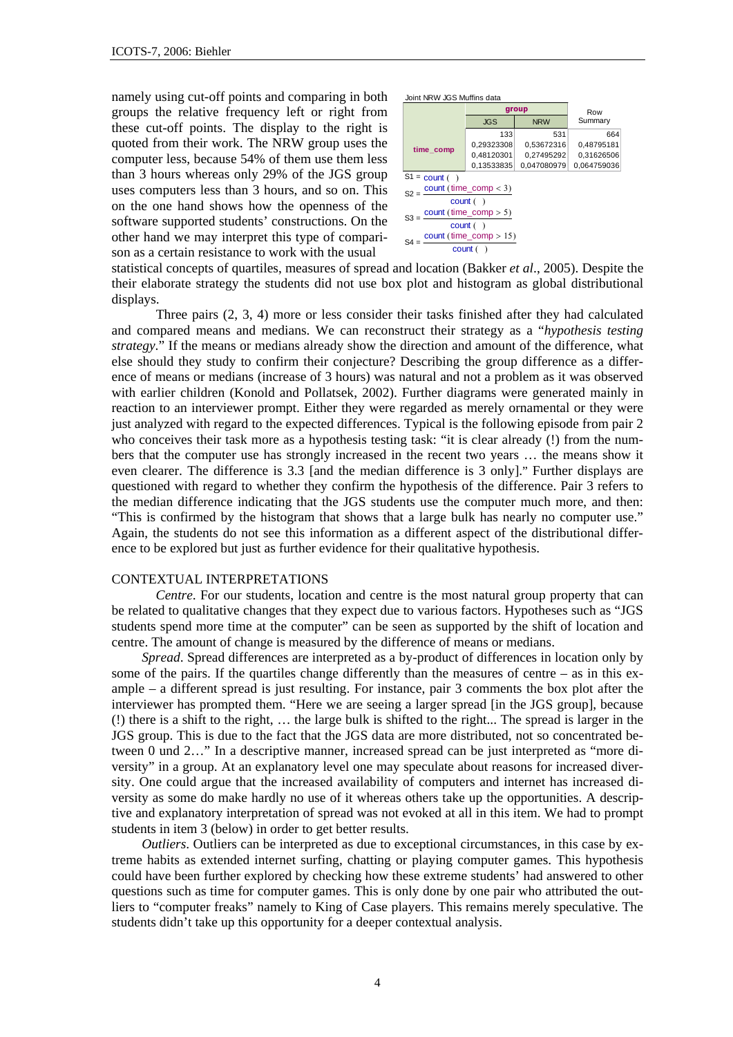namely using cut-off points and comparing in both groups the relative frequency left or right from these cut-off points. The display to the right is quoted from their work. The NRW group uses the computer less, because 54% of them use them less than 3 hours whereas only 29% of the JGS group uses computers less than 3 hours, and so on. This on the one hand shows how the openness of the software supported students' constructions. On the other hand we may interpret this type of comparison as a certain resistance to work with the usual

Joint NRW JGS Muffins data

| | group | | Row Summary |
|---|---|---|---|
| | JGS | NRW | |
| time_comp | 133 | 531 | 664 |
| | 0,29323308 | 0,53672316 | 0,48795181 |
| | 0,48120301 | 0,27495292 | 0,31626506 |
| | 0,13533835 | 0,047080979 | 0,064759036 |

S1 = count ( )

$S2 = \frac{\text{count (time\_comp} < 3)}{\text{count ( )}}$

$S3 = \frac{\text{count (time\_comp} > 5)}{\text{count ( )}}$

$S4 = \frac{\text{count (time\_comp} > 15)}{\text{count ( )}}$

statistical concepts of quartiles, measures of spread and location (Bakker *et al*., 2005). Despite the their elaborate strategy the students did not use box plot and histogram as global distributional displays.

Three pairs (2, 3, 4) more or less consider their tasks finished after they had calculated and compared means and medians. We can reconstruct their strategy as a "*hypothesis testing strategy*." If the means or medians already show the direction and amount of the difference, what else should they study to confirm their conjecture? Describing the group difference as a difference of means or medians (increase of 3 hours) was natural and not a problem as it was observed with earlier children (Konold and Pollatsek, 2002). Further diagrams were generated mainly in reaction to an interviewer prompt. Either they were regarded as merely ornamental or they were just analyzed with regard to the expected differences. Typical is the following episode from pair 2 who conceives their task more as a hypothesis testing task: "it is clear already (!) from the numbers that the computer use has strongly increased in the recent two years … the means show it even clearer. The difference is 3.3 [and the median difference is 3 only]." Further displays are questioned with regard to whether they confirm the hypothesis of the difference. Pair 3 refers to the median difference indicating that the JGS students use the computer much more, and then: "This is confirmed by the histogram that shows that a large bulk has nearly no computer use." Again, the students do not see this information as a different aspect of the distributional difference to be explored but just as further evidence for their qualitative hypothesis.

## CONTEXTUAL INTERPRETATIONS

*Centre*. For our students, location and centre is the most natural group property that can be related to qualitative changes that they expect due to various factors. Hypotheses such as "JGS students spend more time at the computer" can be seen as supported by the shift of location and centre. The amount of change is measured by the difference of means or medians.

*Spread*. Spread differences are interpreted as a by-product of differences in location only by some of the pairs. If the quartiles change differently than the measures of centre – as in this example – a different spread is just resulting. For instance, pair 3 comments the box plot after the interviewer has prompted them. "Here we are seeing a larger spread [in the JGS group], because (!) there is a shift to the right, … the large bulk is shifted to the right... The spread is larger in the JGS group. This is due to the fact that the JGS data are more distributed, not so concentrated between 0 und 2…" In a descriptive manner, increased spread can be just interpreted as "more diversity" in a group. At an explanatory level one may speculate about reasons for increased diversity. One could argue that the increased availability of computers and internet has increased diversity as some do make hardly no use of it whereas others take up the opportunities. A descriptive and explanatory interpretation of spread was not evoked at all in this item. We had to prompt students in item 3 (below) in order to get better results.

*Outliers*. Outliers can be interpreted as due to exceptional circumstances, in this case by extreme habits as extended internet surfing, chatting or playing computer games. This hypothesis could have been further explored by checking how these extreme students' had answered to other questions such as time for computer games. This is only done by one pair who attributed the outliers to "computer freaks" namely to King of Case players. This remains merely speculative. The students didn't take up this opportunity for a deeper contextual analysis.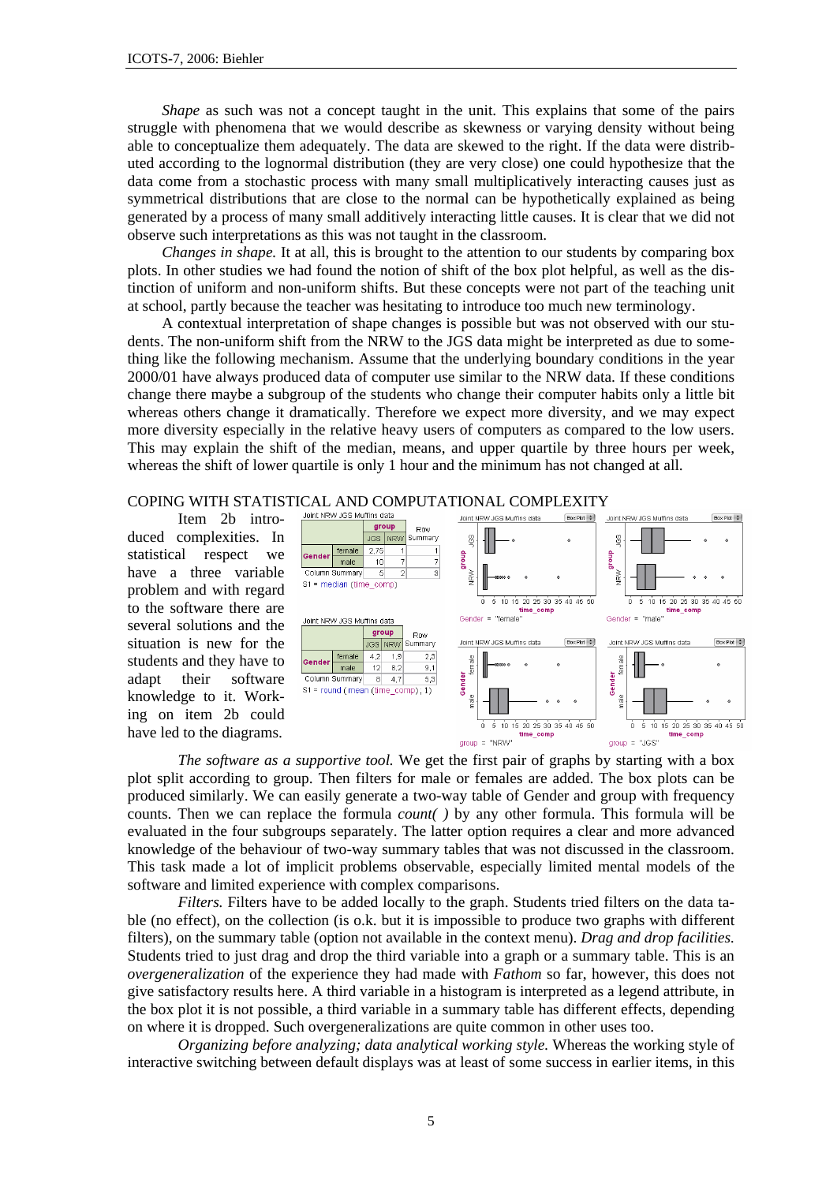*Shape* as such was not a concept taught in the unit. This explains that some of the pairs struggle with phenomena that we would describe as skewness or varying density without being able to conceptualize them adequately. The data are skewed to the right. If the data were distributed according to the lognormal distribution (they are very close) one could hypothesize that the data come from a stochastic process with many small multiplicatively interacting causes just as symmetrical distributions that are close to the normal can be hypothetically explained as being generated by a process of many small additively interacting little causes. It is clear that we did not observe such interpretations as this was not taught in the classroom.

*Changes in shape.* It at all, this is brought to the attention to our students by comparing box plots. In other studies we had found the notion of shift of the box plot helpful, as well as the distinction of uniform and non-uniform shifts. But these concepts were not part of the teaching unit at school, partly because the teacher was hesitating to introduce too much new terminology.

A contextual interpretation of shape changes is possible but was not observed with our students. The non-uniform shift from the NRW to the JGS data might be interpreted as due to something like the following mechanism. Assume that the underlying boundary conditions in the year 2000/01 have always produced data of computer use similar to the NRW data. If these conditions change there maybe a subgroup of the students who change their computer habits only a little bit whereas others change it dramatically. Therefore we expect more diversity, and we may expect more diversity especially in the relative heavy users of computers as compared to the low users. This may explain the shift of the median, means, and upper quartile by three hours per week, whereas the shift of lower quartile is only 1 hour and the minimum has not changed at all.

## COPING WITH STATISTICAL AND COMPUTATIONAL COMPLEXITY

Item 2b introduced complexities. In statistical respect we have a three variable problem and with regard to the software there are several solutions and the situation is new for the students and they have to adapt their software knowledge to it. Working on item 2b could have led to the diagrams.

Joint NRW JGS Muffins data

| | | group | | Row Summary |
|---|---|---|---|---|
| | | JGS | NRW | |
| Gender | female | 2,75 | 1 | 1 |
| | male | 10 | 7 | 7 |
| Column Summary | | 5 | 2 | 3 |

S1 = median (time_comp)

Joint NRW JGS Muffins data

| | | group | | Row Summary |
|---|---|---|---|---|
| | | JGS | NRW | |
| Gender | female | 4,2 | 1,9 | 2,3 |
| | male | 12 | 8,2 | 9,1 |
| Column Summary | | 6 | 4,7 | 5,3 |

S1 = round (mean (time_comp); 1)

*The software as a supportive tool.* We get the first pair of graphs by starting with a box plot split according to group. Then filters for male or females are added. The box plots can be produced similarly. We can easily generate a two-way table of Gender and group with frequency counts. Then we can replace the formula *count( )* by any other formula. This formula will be evaluated in the four subgroups separately. The latter option requires a clear and more advanced knowledge of the behaviour of two-way summary tables that was not discussed in the classroom. This task made a lot of implicit problems observable, especially limited mental models of the software and limited experience with complex comparisons.

*Filters.* Filters have to be added locally to the graph. Students tried filters on the data table (no effect), on the collection (is o.k. but it is impossible to produce two graphs with different filters), on the summary table (option not available in the context menu). *Drag and drop facilities.* Students tried to just drag and drop the third variable into a graph or a summary table. This is an *overgeneralization* of the experience they had made with *Fathom* so far, however, this does not give satisfactory results here. A third variable in a histogram is interpreted as a legend attribute, in the box plot it is not possible, a third variable in a summary table has different effects, depending on where it is dropped. Such overgeneralizations are quite common in other uses too.

*Organizing before analyzing; data analytical working style.* Whereas the working style of interactive switching between default displays was at least of some success in earlier items, in this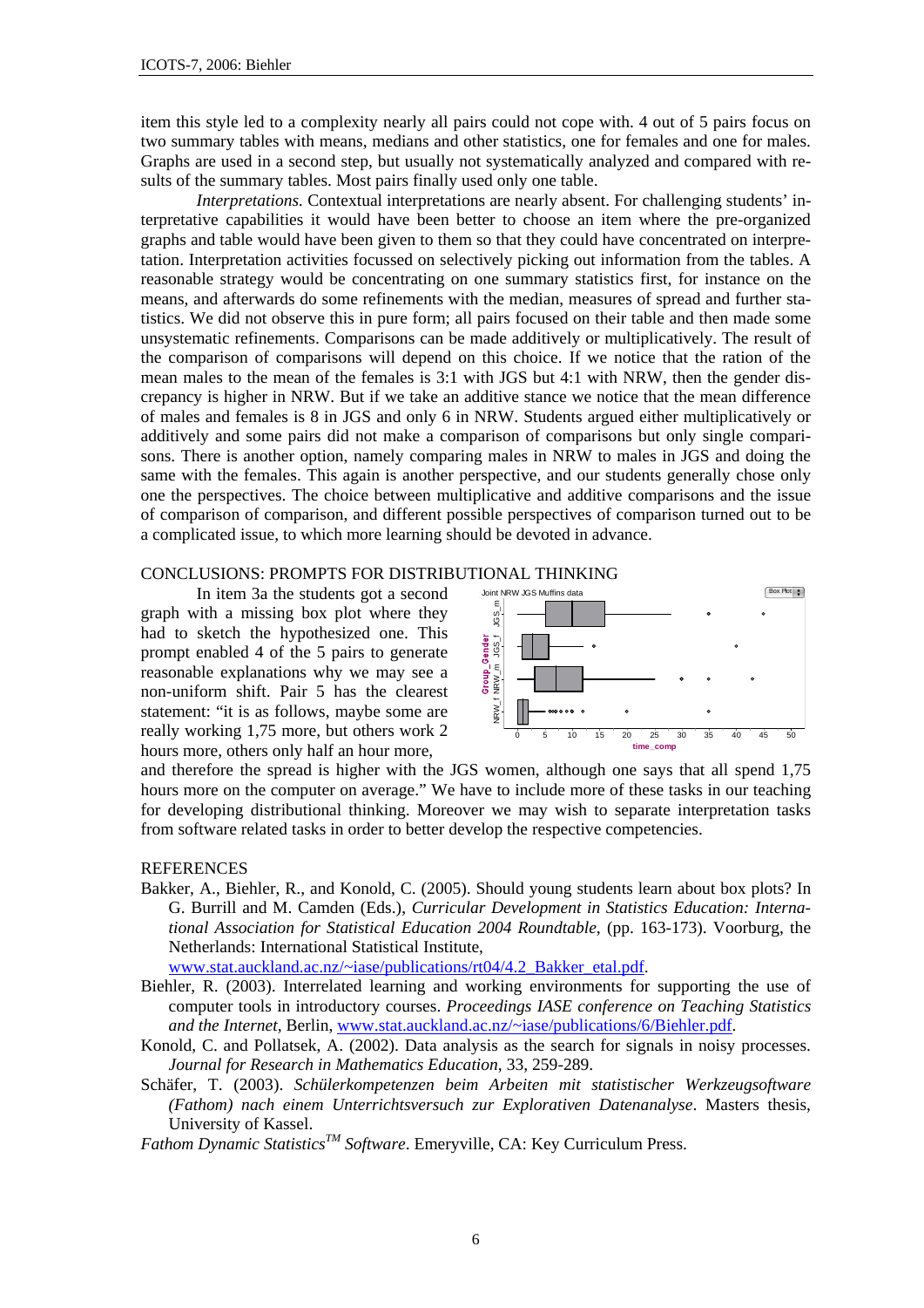item this style led to a complexity nearly all pairs could not cope with. 4 out of 5 pairs focus on two summary tables with means, medians and other statistics, one for females and one for males. Graphs are used in a second step, but usually not systematically analyzed and compared with results of the summary tables. Most pairs finally used only one table.

*Interpretations.* Contextual interpretations are nearly absent. For challenging students' interpretative capabilities it would have been better to choose an item where the pre-organized graphs and table would have been given to them so that they could have concentrated on interpretation. Interpretation activities focussed on selectively picking out information from the tables. A reasonable strategy would be concentrating on one summary statistics first, for instance on the means, and afterwards do some refinements with the median, measures of spread and further statistics. We did not observe this in pure form; all pairs focused on their table and then made some unsystematic refinements. Comparisons can be made additively or multiplicatively. The result of the comparison of comparisons will depend on this choice. If we notice that the ration of the mean males to the mean of the females is 3:1 with JGS but 4:1 with NRW, then the gender discrepancy is higher in NRW. But if we take an additive stance we notice that the mean difference of males and females is 8 in JGS and only 6 in NRW. Students argued either multiplicatively or additively and some pairs did not make a comparison of comparisons but only single comparisons. There is another option, namely comparing males in NRW to males in JGS and doing the same with the females. This again is another perspective, and our students generally chose only one the perspectives. The choice between multiplicative and additive comparisons and the issue of comparison of comparison, and different possible perspectives of comparison turned out to be a complicated issue, to which more learning should be devoted in advance.

## CONCLUSIONS: PROMPTS FOR DISTRIBUTIONAL THINKING

Joint NRW JGS Muffins data

Box Plot

Group_Gender

JGS_m

JGS_f

NRW_m

NRW_f

0 5 10 15 20 25 30 35 40 45 50

time_comp

In item 3a the students got a second graph with a missing box plot where they had to sketch the hypothesized one. This prompt enabled 4 of the 5 pairs to generate reasonable explanations why we may see a non-uniform shift. Pair 5 has the clearest statement: "it is as follows, maybe some are really working 1,75 more, but others work 2 hours more, others only half an hour more, and therefore the spread is higher with the JGS women, although one says that all spend 1,75 hours more on the computer on average." We have to include more of these tasks in our teaching for developing distributional thinking. Moreover we may wish to separate interpretation tasks from software related tasks in order to better develop the respective competencies.

## REFERENCES

Bakker, A., Biehler, R., and Konold, C. (2005). Should young students learn about box plots? In G. Burrill and M. Camden (Eds.), *Curricular Development in Statistics Education: International Association for Statistical Education 2004 Roundtable*, (pp. 163-173). Voorburg, the Netherlands: International Statistical Institute, www.stat.auckland.ac.nz/~iase/publications/rt04/4.2_Bakker_etal.pdf.

Biehler, R. (2003). Interrelated learning and working environments for supporting the use of computer tools in introductory courses. *Proceedings IASE conference on Teaching Statistics and the Internet*, Berlin, www.stat.auckland.ac.nz/~iase/publications/6/Biehler.pdf.

Konold, C. and Pollatsek, A. (2002). Data analysis as the search for signals in noisy processes. *Journal for Research in Mathematics Education*, 33, 259-289.

Schäfer, T. (2003). *Schülerkompetenzen beim Arbeiten mit statistischer Werkzeugsoftware (Fathom) nach einem Unterrichtsversuch zur Explorativen Datenanalyse*. Masters thesis, University of Kassel.

*Fathom Dynamic Statistics™ Software*. Emeryville, CA: Key Curriculum Press.